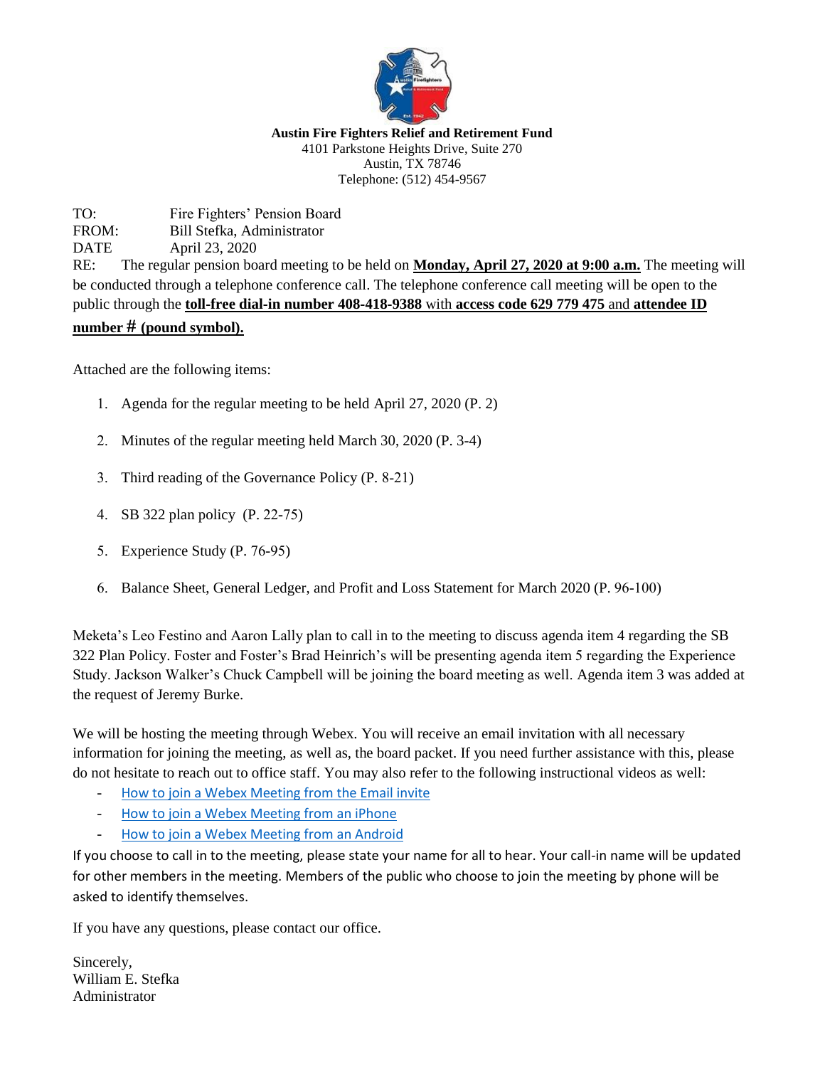**Austin Fire Fighters Relief and Retirement Fund**
4101 Parkstone Heights Drive, Suite 270
Austin, TX 78746
Telephone: (512) 454-9567

TO: Fire Fighters' Pension Board
FROM: Bill Stefka, Administrator
DATE April 23, 2020

RE: The regular pension board meeting to be held on **Monday, April 27, 2020 at 9:00 a.m.** The meeting will be conducted through a telephone conference call. The telephone conference call meeting will be open to the public through the **toll-free dial-in number 408-418-9388** with **access code 629 779 475** and **attendee ID number # (pound symbol).**

Attached are the following items:

1. Agenda for the regular meeting to be held April 27, 2020 (P. 2)
2. Minutes of the regular meeting held March 30, 2020 (P. 3-4)
3. Third reading of the Governance Policy (P. 8-21)
4. SB 322 plan policy (P. 22-75)
5. Experience Study (P. 76-95)
6. Balance Sheet, General Ledger, and Profit and Loss Statement for March 2020 (P. 96-100)

Meketa's Leo Festino and Aaron Lally plan to call in to the meeting to discuss agenda item 4 regarding the SB 322 Plan Policy. Foster and Foster's Brad Heinrich's will be presenting agenda item 5 regarding the Experience Study. Jackson Walker's Chuck Campbell will be joining the board meeting as well. Agenda item 3 was added at the request of Jeremy Burke.

We will be hosting the meeting through Webex. You will receive an email invitation with all necessary information for joining the meeting, as well as, the board packet. If you need further assistance with this, please do not hesitate to reach out to office staff. You may also refer to the following instructional videos as well:

- How to join a Webex Meeting from the Email invite
- How to join a Webex Meeting from an iPhone
- How to join a Webex Meeting from an Android

If you choose to call in to the meeting, please state your name for all to hear. Your call-in name will be updated for other members in the meeting. Members of the public who choose to join the meeting by phone will be asked to identify themselves.

If you have any questions, please contact our office.

Sincerely,
William E. Stefka
Administrator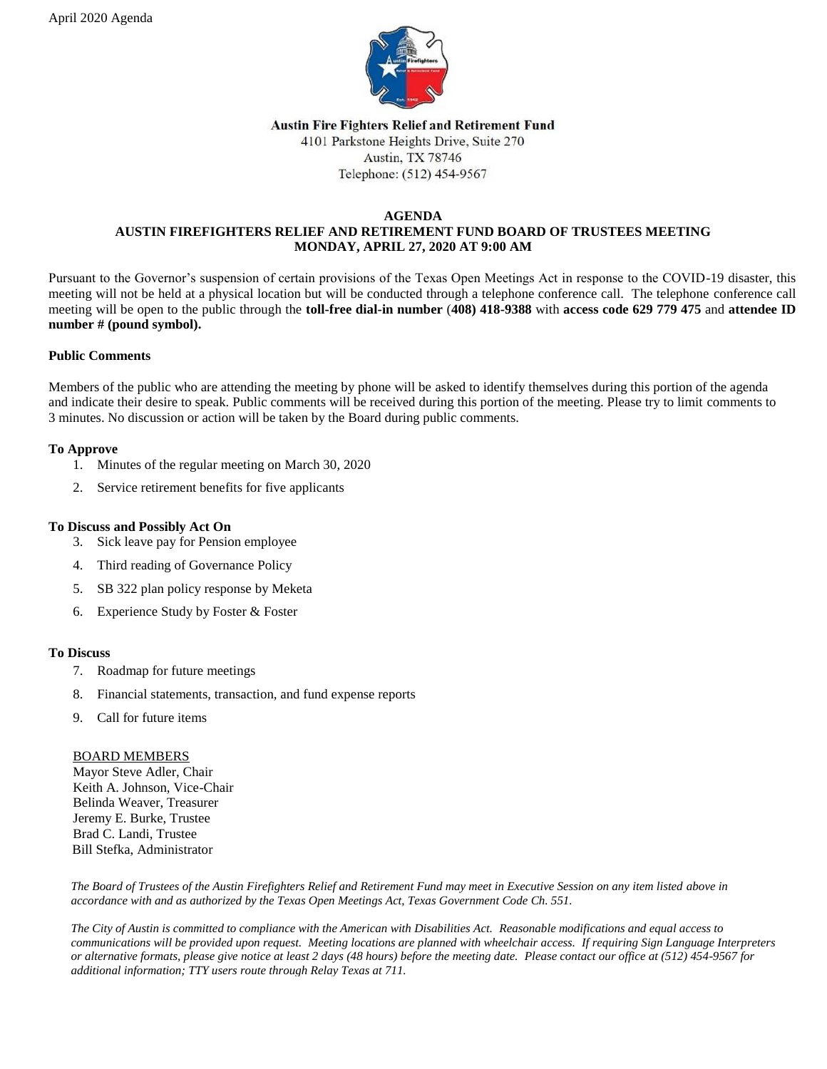**Austin Fire Fighters Relief and Retirement Fund**
4101 Parkstone Heights Drive, Suite 270
Austin, TX 78746
Telephone: (512) 454-9567

## AGENDA
## AUSTIN FIREFIGHTERS RELIEF AND RETIREMENT FUND BOARD OF TRUSTEES MEETING
## MONDAY, APRIL 27, 2020 AT 9:00 AM

Pursuant to the Governor's suspension of certain provisions of the Texas Open Meetings Act in response to the COVID-19 disaster, this meeting will not be held at a physical location but will be conducted through a telephone conference call. The telephone conference call meeting will be open to the public through the **toll-free dial-in number** (**408) 418-9388** with **access code 629 779 475** and **attendee ID number # (pound symbol).**

### Public Comments

Members of the public who are attending the meeting by phone will be asked to identify themselves during this portion of the agenda and indicate their desire to speak. Public comments will be received during this portion of the meeting. Please try to limit comments to 3 minutes. No discussion or action will be taken by the Board during public comments.

### To Approve

1. Minutes of the regular meeting on March 30, 2020
2. Service retirement benefits for five applicants

### To Discuss and Possibly Act On

3. Sick leave pay for Pension employee
4. Third reading of Governance Policy
5. SB 322 plan policy response by Meketa
6. Experience Study by Foster & Foster

### To Discuss

7. Roadmap for future meetings
8. Financial statements, transaction, and fund expense reports
9. Call for future items

<u>BOARD MEMBERS</u>
Mayor Steve Adler, Chair
Keith A. Johnson, Vice-Chair
Belinda Weaver, Treasurer
Jeremy E. Burke, Trustee
Brad C. Landi, Trustee
Bill Stefka, Administrator

*The Board of Trustees of the Austin Firefighters Relief and Retirement Fund may meet in Executive Session on any item listed above in accordance with and as authorized by the Texas Open Meetings Act, Texas Government Code Ch. 551.*

*The City of Austin is committed to compliance with the American with Disabilities Act. Reasonable modifications and equal access to communications will be provided upon request. Meeting locations are planned with wheelchair access. If requiring Sign Language Interpreters or alternative formats, please give notice at least 2 days (48 hours) before the meeting date. Please contact our office at (512) 454-9567 for additional information; TTY users route through Relay Texas at 711.*